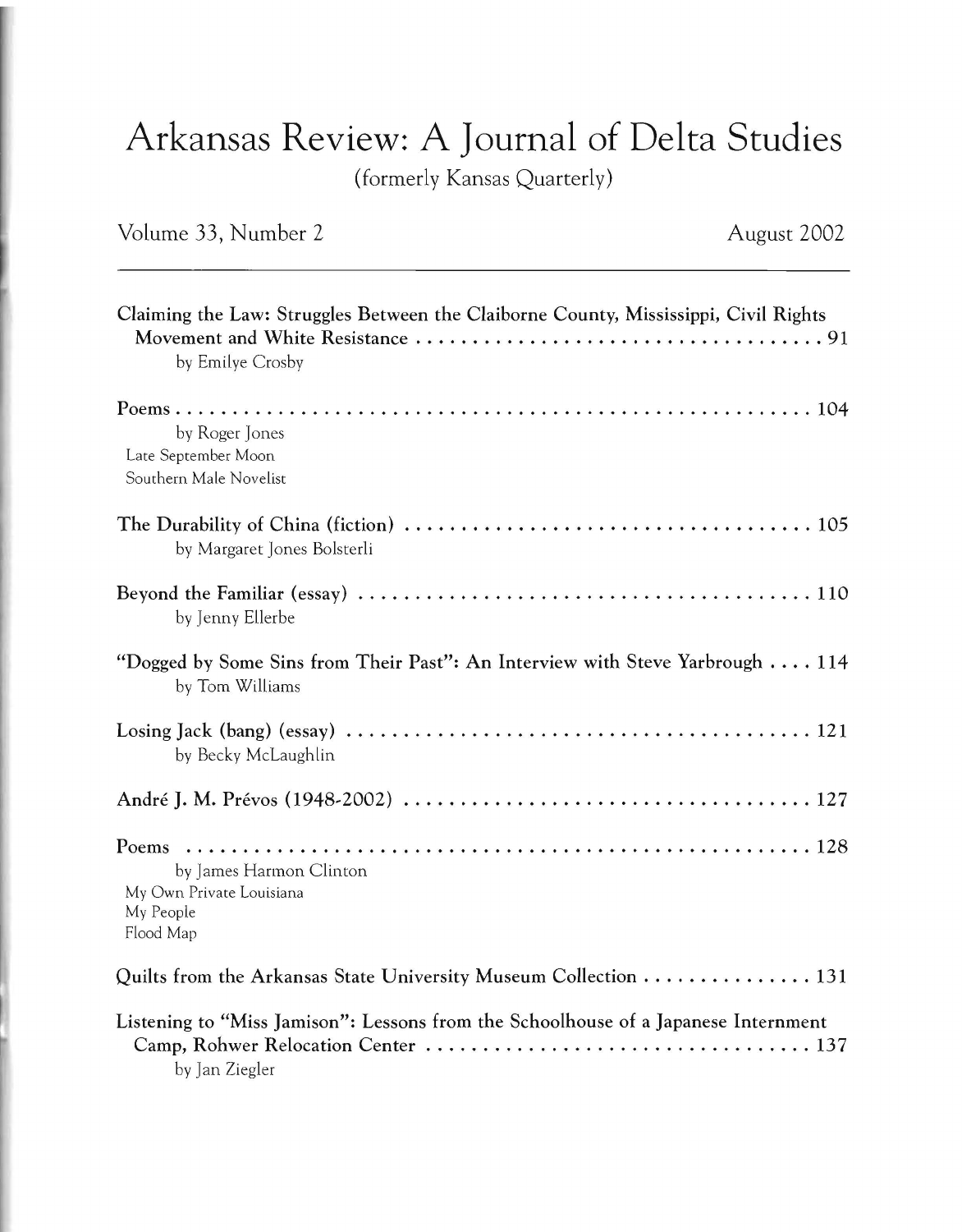# Arkansas Review: A Journal of Delta Studies

(formerly Kansas Quarterly)

Volume 33, Number 2 August 2002

---

**Claiming the Law: Struggles Between the Claiborne County, Mississippi, Civil Rights Movement and White Resistance** . . . . . . . . . . . . . . . . . . . . . . . . . . . . . . . . . . . 91
by Emilye Crosby

**Poems** . . . . . . . . . . . . . . . . . . . . . . . . . . . . . . . . . . . . . . . . . . . . . . . . . . . . . . . 104
by Roger Jones
Late September Moon
Southern Male Novelist

**The Durability of China (fiction)** . . . . . . . . . . . . . . . . . . . . . . . . . . . . . . . . . . . 105
by Margaret Jones Bolsterli

**Beyond the Familiar (essay)** . . . . . . . . . . . . . . . . . . . . . . . . . . . . . . . . . . . . . . . 110
by Jenny Ellerbe

**"Dogged by Some Sins from Their Past": An Interview with Steve Yarbrough** . . . . 114
by Tom Williams

**Losing Jack (bang) (essay)** . . . . . . . . . . . . . . . . . . . . . . . . . . . . . . . . . . . . . . . 121
by Becky McLaughlin

**André J. M. Prévos (1948-2002)** . . . . . . . . . . . . . . . . . . . . . . . . . . . . . . . . . . . 127

**Poems** . . . . . . . . . . . . . . . . . . . . . . . . . . . . . . . . . . . . . . . . . . . . . . . . . . . . . . . 128
by James Harmon Clinton
My Own Private Louisiana
My People
Flood Map

**Quilts from the Arkansas State University Museum Collection** . . . . . . . . . . . . . . . 131

**Listening to "Miss Jamison": Lessons from the Schoolhouse of a Japanese Internment Camp, Rohwer Relocation Center** . . . . . . . . . . . . . . . . . . . . . . . . . . . . . . . . . . 137
by Jan Ziegler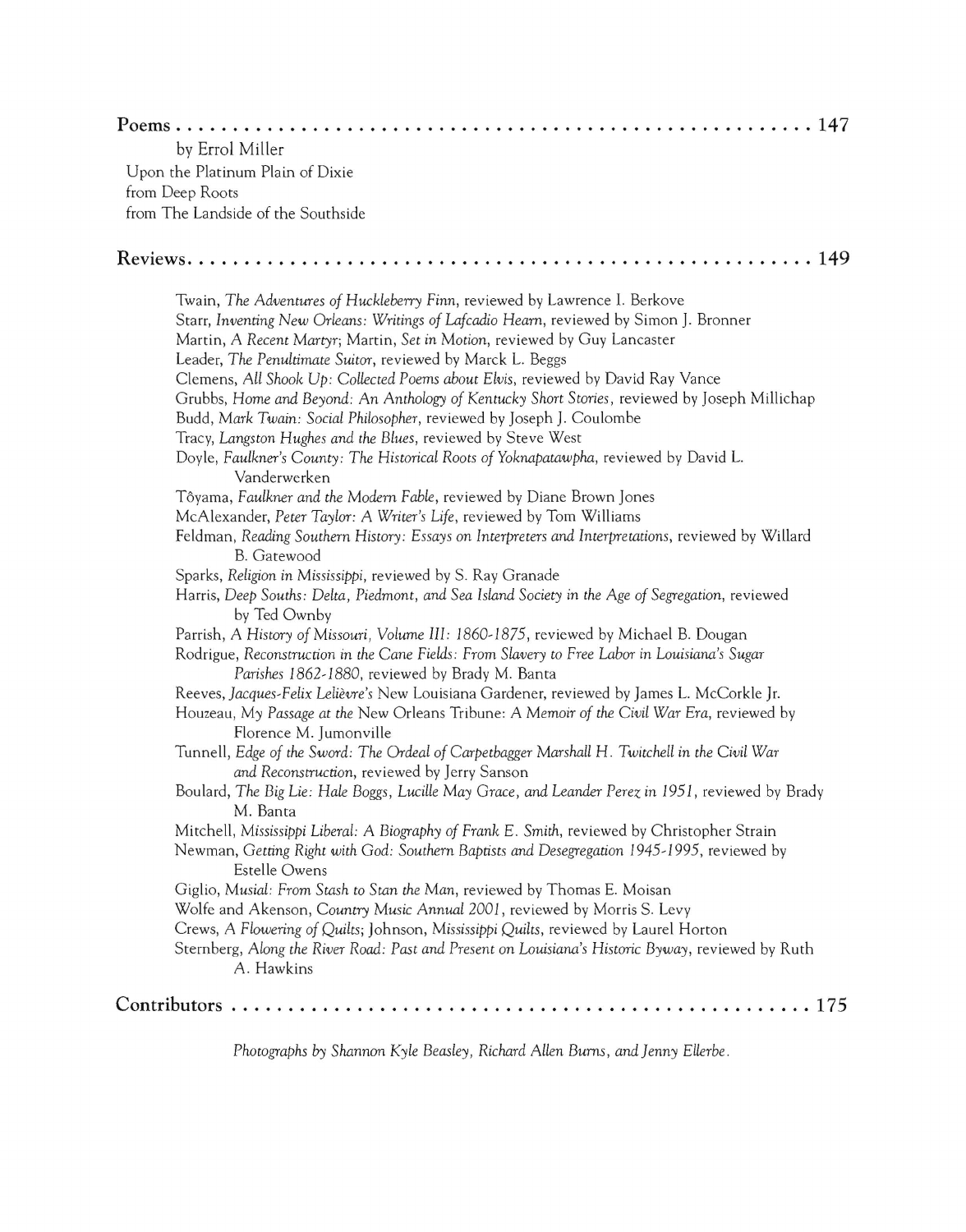**Poems** . . . . . . . . . . . . . . . . . . . . . . . . . . . . . . . . . . . . . . . . . . . . . . . . . . . . . 147

by Errol Miller

Upon the Platinum Plain of Dixie
from Deep Roots
from The Landside of the Southside

**Reviews**. . . . . . . . . . . . . . . . . . . . . . . . . . . . . . . . . . . . . . . . . . . . . . . . . . . . . 149

Twain, *The Adventures of Huckleberry Finn*, reviewed by Lawrence I. Berkove
Starr, *Inventing New Orleans: Writings of Lafcadio Hearn*, reviewed by Simon J. Bronner
Martin, *A Recent Martyr*; Martin, *Set in Motion*, reviewed by Guy Lancaster
Leader, *The Penultimate Suitor*, reviewed by Marck L. Beggs
Clemens, *All Shook Up: Collected Poems about Elvis*, reviewed by David Ray Vance
Grubbs, *Home and Beyond: An Anthology of Kentucky Short Stories*, reviewed by Joseph Millichap
Budd, *Mark Twain: Social Philosopher*, reviewed by Joseph J. Coulombe
Tracy, *Langston Hughes and the Blues*, reviewed by Steve West
Doyle, *Faulkner's County: The Historical Roots of Yoknapatawpha*, reviewed by David L. Vanderwerken
Tôyama, *Faulkner and the Modern Fable*, reviewed by Diane Brown Jones
McAlexander, *Peter Taylor: A Writer's Life*, reviewed by Tom Williams
Feldman, *Reading Southern History: Essays on Interpreters and Interpretations*, reviewed by Willard B. Gatewood
Sparks, *Religion in Mississippi*, reviewed by S. Ray Granade
Harris, *Deep Souths: Delta, Piedmont, and Sea Island Society in the Age of Segregation*, reviewed by Ted Ownby
Parrish, *A History of Missouri, Volume III: 1860-1875*, reviewed by Michael B. Dougan
Rodrigue, *Reconstruction in the Cane Fields: From Slavery to Free Labor in Louisiana's Sugar Parishes 1862-1880*, reviewed by Brady M. Banta
Reeves, *Jacques-Felix Lelièvre's* New Louisiana Gardener, reviewed by James L. McCorkle Jr.
Houzeau, *My Passage at the* New Orleans Tribune: *A Memoir of the Civil War Era*, reviewed by Florence M. Jumonville
Tunnell, *Edge of the Sword: The Ordeal of Carpetbagger Marshall H. Twitchell in the Civil War and Reconstruction*, reviewed by Jerry Sanson
Boulard, *The Big Lie: Hale Boggs, Lucille May Grace, and Leander Perez in 1951*, reviewed by Brady M. Banta
Mitchell, *Mississippi Liberal: A Biography of Frank E. Smith*, reviewed by Christopher Strain
Newman, *Getting Right with God: Southern Baptists and Desegregation 1945-1995*, reviewed by Estelle Owens
Giglio, *Musial: From Stash to Stan the Man*, reviewed by Thomas E. Moisan
Wolfe and Akenson, *Country Music Annual 2001*, reviewed by Morris S. Levy
Crews, *A Flowering of Quilts*; Johnson, *Mississippi Quilts*, reviewed by Laurel Horton
Sternberg, *Along the River Road: Past and Present on Louisiana's Historic Byway*, reviewed by Ruth A. Hawkins

**Contributors** . . . . . . . . . . . . . . . . . . . . . . . . . . . . . . . . . . . . . . . . . . . . . . . . . . . 175

*Photographs by Shannon Kyle Beasley, Richard Allen Burns, and Jenny Ellerbe.*